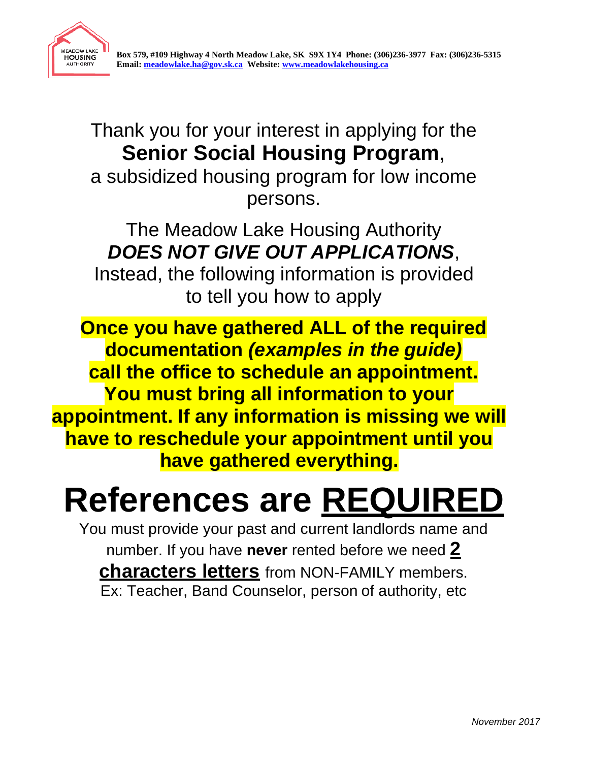MEADOW LAKE HOUSING AUTHORITY

**Box 579, #109 Highway 4 North Meadow Lake, SK S9X 1Y4 Phone: (306)236-3977 Fax: (306)236-5315**
**Email: meadowlake.ha@gov.sk.ca Website: www.meadowlakehousing.ca**

Thank you for your interest in applying for the **Senior Social Housing Program**, a subsidized housing program for low income persons.

The Meadow Lake Housing Authority ***DOES NOT GIVE OUT APPLICATIONS***, Instead, the following information is provided to tell you how to apply

**Once you have gathered ALL of the required documentation *(examples in the guide)* call the office to schedule an appointment. You must bring all information to your appointment. If any information is missing we will have to reschedule your appointment until you have gathered everything.**

# References are REQUIRED

You must provide your past and current landlords name and number. If you have **never** rented before we need **2 characters letters** from NON-FAMILY members. Ex: Teacher, Band Counselor, person of authority, etc

*November 2017*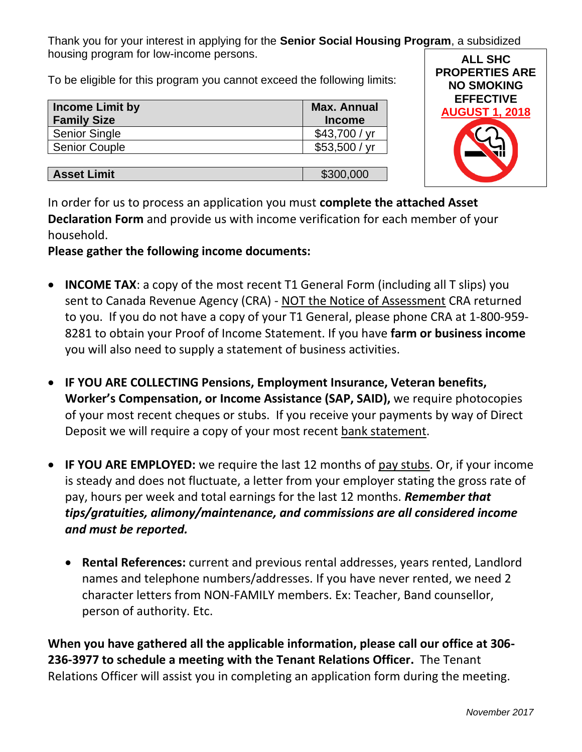Thank you for your interest in applying for the **Senior Social Housing Program**, a subsidized housing program for low-income persons.

**ALL SHC PROPERTIES ARE NO SMOKING EFFECTIVE AUGUST 1, 2018**

To be eligible for this program you cannot exceed the following limits:

| Income Limit by Family Size | Max. Annual Income |
|---|---|
| Senior Single | $43,700 / yr |
| Senior Couple | $53,500 / yr |

| Asset Limit | $300,000 |
|---|---|

In order for us to process an application you must **complete the attached Asset Declaration Form** and provide us with income verification for each member of your household.

**Please gather the following income documents:**

- **INCOME TAX**: a copy of the most recent T1 General Form (including all T slips) you sent to Canada Revenue Agency (CRA) - NOT the Notice of Assessment CRA returned to you. If you do not have a copy of your T1 General, please phone CRA at 1-800-959-8281 to obtain your Proof of Income Statement. If you have **farm or business income** you will also need to supply a statement of business activities.

- **IF YOU ARE COLLECTING Pensions, Employment Insurance, Veteran benefits, Worker's Compensation, or Income Assistance (SAP, SAID),** we require photocopies of your most recent cheques or stubs. If you receive your payments by way of Direct Deposit we will require a copy of your most recent bank statement.

- **IF YOU ARE EMPLOYED:** we require the last 12 months of pay stubs. Or, if your income is steady and does not fluctuate, a letter from your employer stating the gross rate of pay, hours per week and total earnings for the last 12 months. ***Remember that tips/gratuities, alimony/maintenance, and commissions are all considered income and must be reported.***

  - **Rental References:** current and previous rental addresses, years rented, Landlord names and telephone numbers/addresses. If you have never rented, we need 2 character letters from NON-FAMILY members. Ex: Teacher, Band counsellor, person of authority. Etc.

**When you have gathered all the applicable information, please call our office at 306-236-3977 to schedule a meeting with the Tenant Relations Officer.** The Tenant Relations Officer will assist you in completing an application form during the meeting.

*November 2017*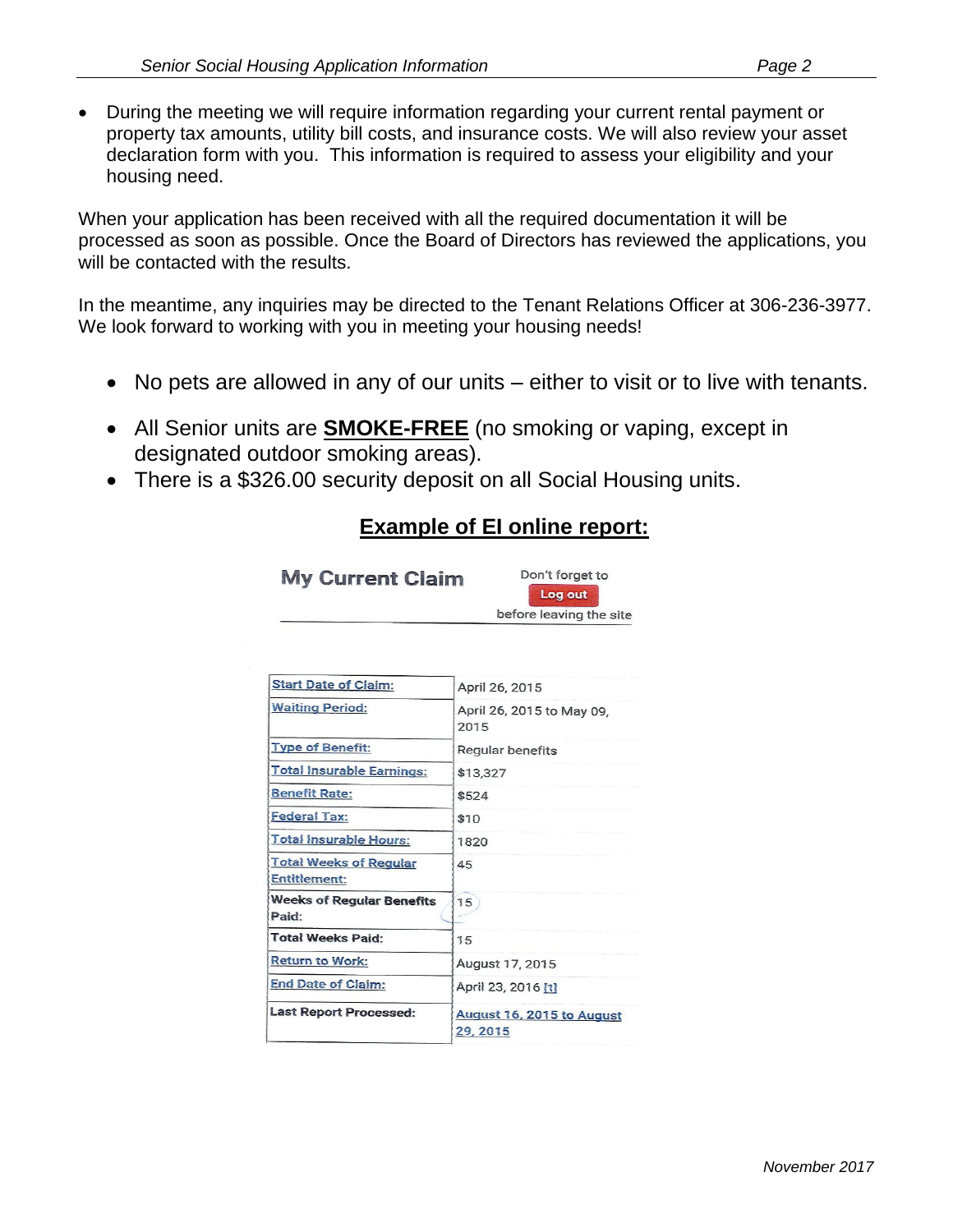- During the meeting we will require information regarding your current rental payment or property tax amounts, utility bill costs, and insurance costs. We will also review your asset declaration form with you. This information is required to assess your eligibility and your housing need.

When your application has been received with all the required documentation it will be processed as soon as possible. Once the Board of Directors has reviewed the applications, you will be contacted with the results.

In the meantime, any inquiries may be directed to the Tenant Relations Officer at 306-236-3977. We look forward to working with you in meeting your housing needs!

- No pets are allowed in any of our units – either to visit or to live with tenants.
- All Senior units are **SMOKE-FREE** (no smoking or vaping, except in designated outdoor smoking areas).
- There is a $326.00 security deposit on all Social Housing units.

## Example of EI online report:

**My Current Claim**

Don't forget to Log out before leaving the site

| | |
|---|---|
| Start Date of Claim: | April 26, 2015 |
| Waiting Period: | April 26, 2015 to May 09, 2015 |
| Type of Benefit: | Regular benefits |
| Total Insurable Earnings: | $13,327 |
| Benefit Rate: | $524 |
| Federal Tax: | $10 |
| Total Insurable Hours: | 1820 |
| Total Weeks of Regular Entitlement: | 45 |
| Weeks of Regular Benefits Paid: | 15 |
| Total Weeks Paid: | 15 |
| Return to Work: | August 17, 2015 |
| End Date of Claim: | April 23, 2016 [1] |
| Last Report Processed: | August 16, 2015 to August 29, 2015 |

November 2017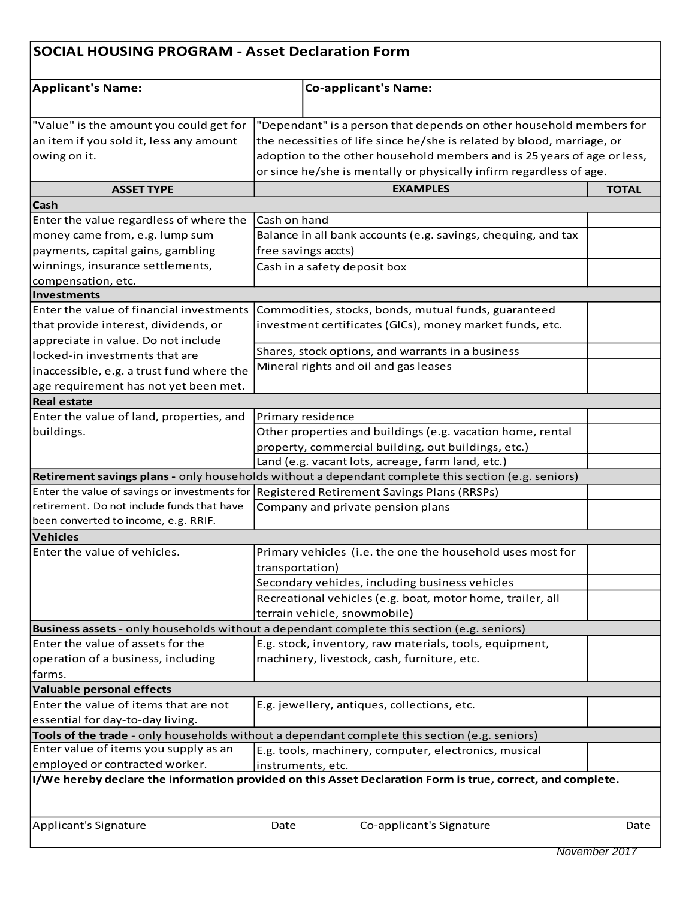# SOCIAL HOUSING PROGRAM - Asset Declaration Form

| **Applicant's Name:** | **Co-applicant's Name:** |
|---|---|
| | |

| | |
|---|---|
| "Value" is the amount you could get for an item if you sold it, less any amount owing on it. | "Dependant" is a person that depends on other household members for the necessities of life since he/she is related by blood, marriage, or adoption to the other household members and is 25 years of age or less, or since he/she is mentally or physically infirm regardless of age. |

| ASSET TYPE | EXAMPLES | TOTAL |
|---|---|---|
| **Cash** | | |
| Enter the value regardless of where the money came from, e.g. lump sum payments, capital gains, gambling winnings, insurance settlements, compensation, etc. | Cash on hand | |
| | Balance in all bank accounts (e.g. savings, chequing, and tax free savings accts) | |
| | Cash in a safety deposit box | |
| **Investments** | | |
| Enter the value of financial investments that provide interest, dividends, or appreciate in value. Do not include locked-in investments that are inaccessible, e.g. a trust fund where the age requirement has not yet been met. | Commodities, stocks, bonds, mutual funds, guaranteed investment certificates (GICs), money market funds, etc. | |
| | Shares, stock options, and warrants in a business | |
| | Mineral rights and oil and gas leases | |
| **Real estate** | | |
| Enter the value of land, properties, and buildings. | Primary residence | |
| | Other properties and buildings (e.g. vacation home, rental property, commercial building, out buildings, etc.) | |
| | Land (e.g. vacant lots, acreage, farm land, etc.) | |
| **Retirement savings plans** - only households without a dependant complete this section (e.g. seniors) | | |
| Enter the value of savings or investments for retirement. Do not include funds that have been converted to income, e.g. RRIF. | Registered Retirement Savings Plans (RRSPs) | |
| | Company and private pension plans | |
| **Vehicles** | | |
| Enter the value of vehicles. | Primary vehicles (i.e. the one the household uses most for transportation) | |
| | Secondary vehicles, including business vehicles | |
| | Recreational vehicles (e.g. boat, motor home, trailer, all terrain vehicle, snowmobile) | |
| **Business assets** - only households without a dependant complete this section (e.g. seniors) | | |
| Enter the value of assets for the operation of a business, including farms. | E.g. stock, inventory, raw materials, tools, equipment, machinery, livestock, cash, furniture, etc. | |
| **Valuable personal effects** | | |
| Enter the value of items that are not essential for day-to-day living. | E.g. jewellery, antiques, collections, etc. | |
| **Tools of the trade** - only households without a dependant complete this section (e.g. seniors) | | |
| Enter value of items you supply as an employed or contracted worker. | E.g. tools, machinery, computer, electronics, musical instruments, etc. | |

**I/We hereby declare the information provided on this Asset Declaration Form is true, correct, and complete.**

| Applicant's Signature | Date | Co-applicant's Signature | Date |
|---|---|---|---|
| | | | |

*November 2017*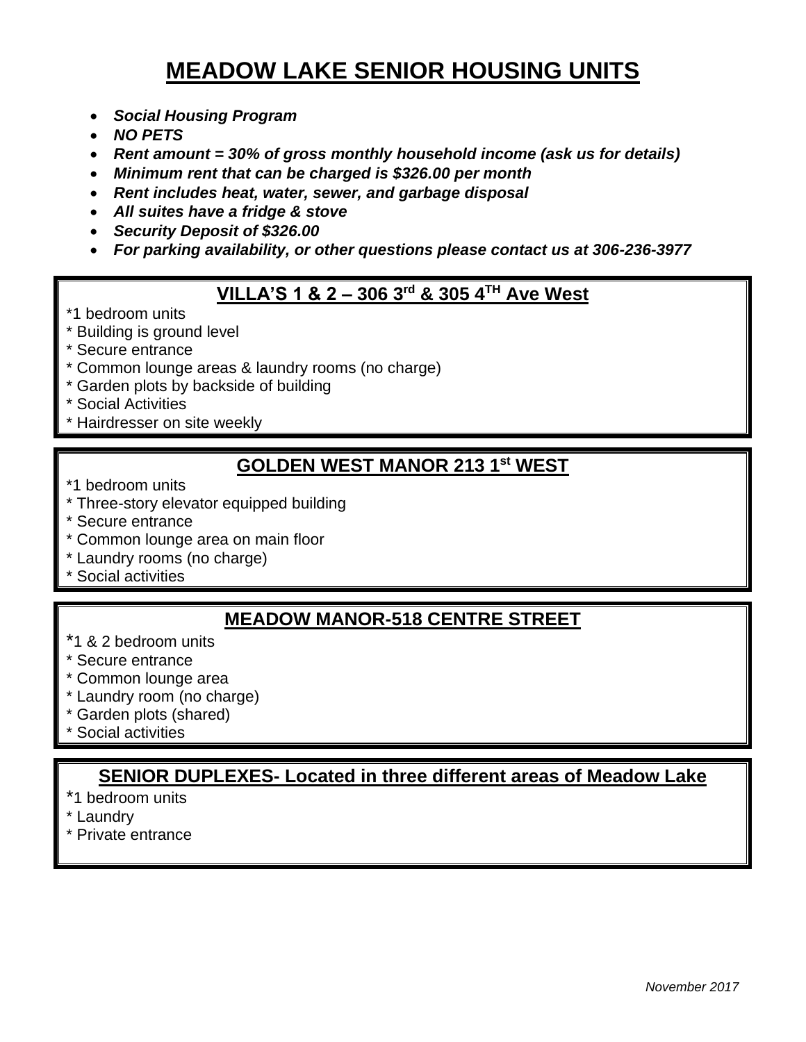# MEADOW LAKE SENIOR HOUSING UNITS

- ***Social Housing Program***
- ***NO PETS***
- ***Rent amount = 30% of gross monthly household income (ask us for details)***
- ***Minimum rent that can be charged is $326.00 per month***
- ***Rent includes heat, water, sewer, and garbage disposal***
- ***All suites have a fridge & stove***
- ***Security Deposit of $326.00***
- ***For parking availability, or other questions please contact us at 306-236-3977***

## VILLA'S 1 & 2 – 306 3rd & 305 4TH Ave West

*1 bedroom units
* Building is ground level
* Secure entrance
* Common lounge areas & laundry rooms (no charge)
* Garden plots by backside of building
* Social Activities
* Hairdresser on site weekly

## GOLDEN WEST MANOR 213 1st WEST

*1 bedroom units
* Three-story elevator equipped building
* Secure entrance
* Common lounge area on main floor
* Laundry rooms (no charge)
* Social activities

## MEADOW MANOR-518 CENTRE STREET

*1 & 2 bedroom units
* Secure entrance
* Common lounge area
* Laundry room (no charge)
* Garden plots (shared)
* Social activities

## SENIOR DUPLEXES- Located in three different areas of Meadow Lake

*1 bedroom units
* Laundry
* Private entrance

*November 2017*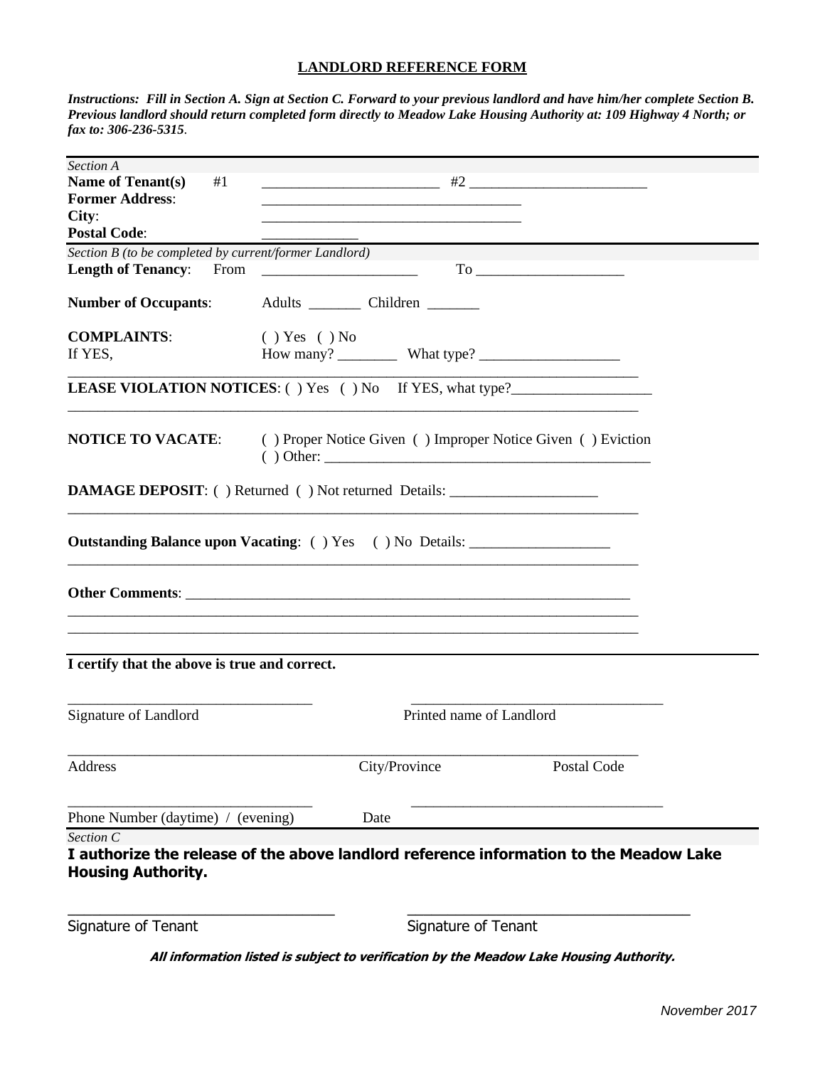# LANDLORD REFERENCE FORM

***Instructions: Fill in Section A. Sign at Section C. Forward to your previous landlord and have him/her complete Section B. Previous landlord should return completed form directly to Meadow Lake Housing Authority at: 109 Highway 4 North; or fax to: 306-236-5315***.

*Section A*

**Name of Tenant(s)** #1 ________________________ #2 ________________________

**Former Address**: ___________________________________

**City**: ___________________________________

**Postal Code**: _____________

*Section B (to be completed by current/former Landlord)*

**Length of Tenancy**: From _____________________ To ____________________

**Number of Occupants**: Adults _______ Children _______

**COMPLAINTS**: ( ) Yes ( ) No

If YES, How many? ________ What type? ___________________

_______________________________________________________________________________

**LEASE VIOLATION NOTICES**: ( ) Yes ( ) No If YES, what type?__________________

_______________________________________________________________________________

**NOTICE TO VACATE**: ( ) Proper Notice Given ( ) Improper Notice Given ( ) Eviction
( ) Other: ____________________________________________

**DAMAGE DEPOSIT**: ( ) Returned ( ) Not returned Details: ___________________

_______________________________________________________________________________

**Outstanding Balance upon Vacating**: ( ) Yes ( ) No Details: __________________

_______________________________________________________________________________

**Other Comments**: ______________________________________________________________

_______________________________________________________________________________

_______________________________________________________________________________

**I certify that the above is true and correct.**

_________________________________ _________________________________

Signature of Landlord Printed name of Landlord

_______________________________________________________________________________

Address City/Province Postal Code

_________________________________ _________________________________

Phone Number (daytime) / (evening) Date

*Section C*

**I authorize the release of the above landlord reference information to the Meadow Lake Housing Authority.**

_________________________________ _________________________________

Signature of Tenant Signature of Tenant

***All information listed is subject to verification by the Meadow Lake Housing Authority.***

*November 2017*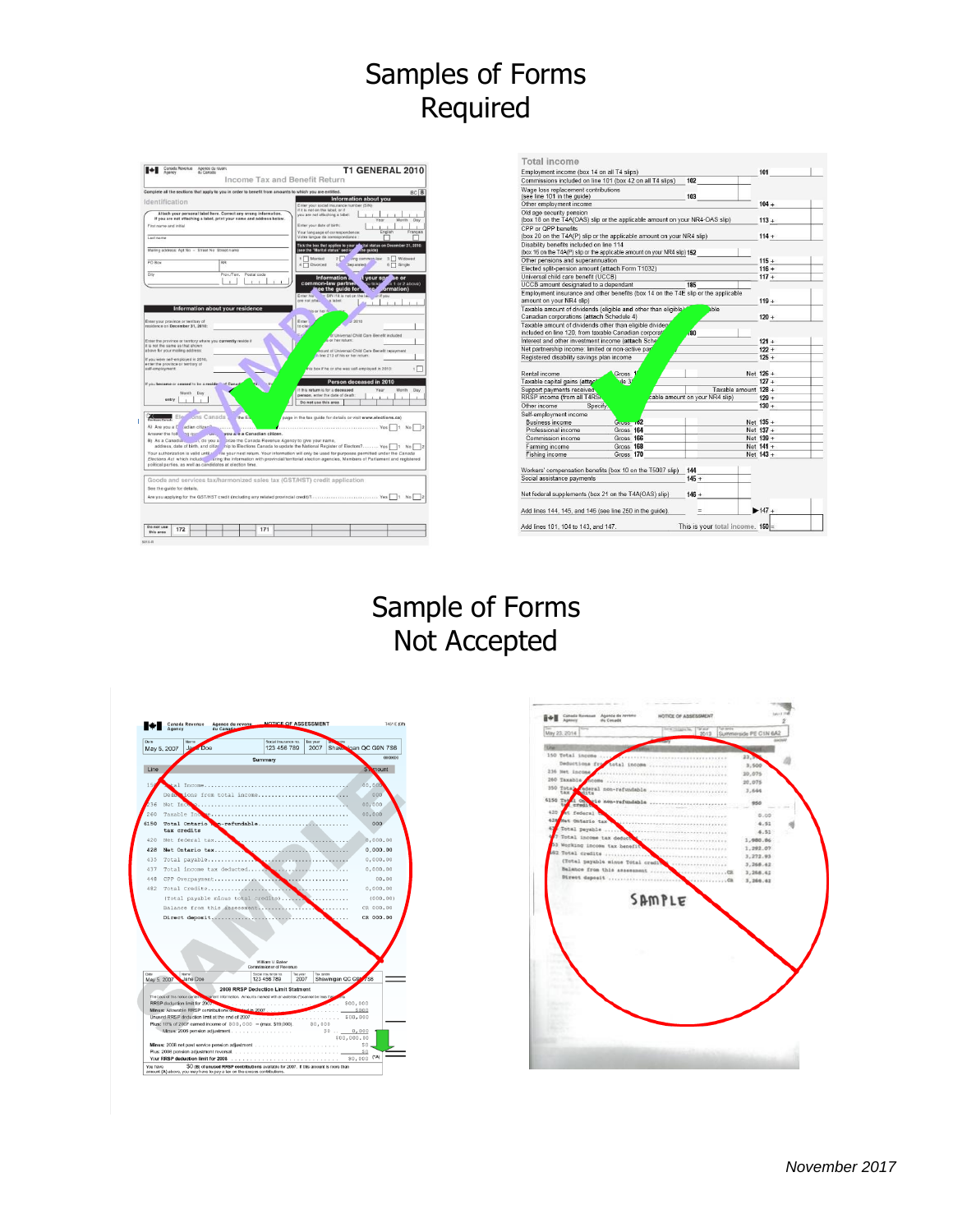# Samples of Forms Required

# Sample of Forms Not Accepted

*November 2017*